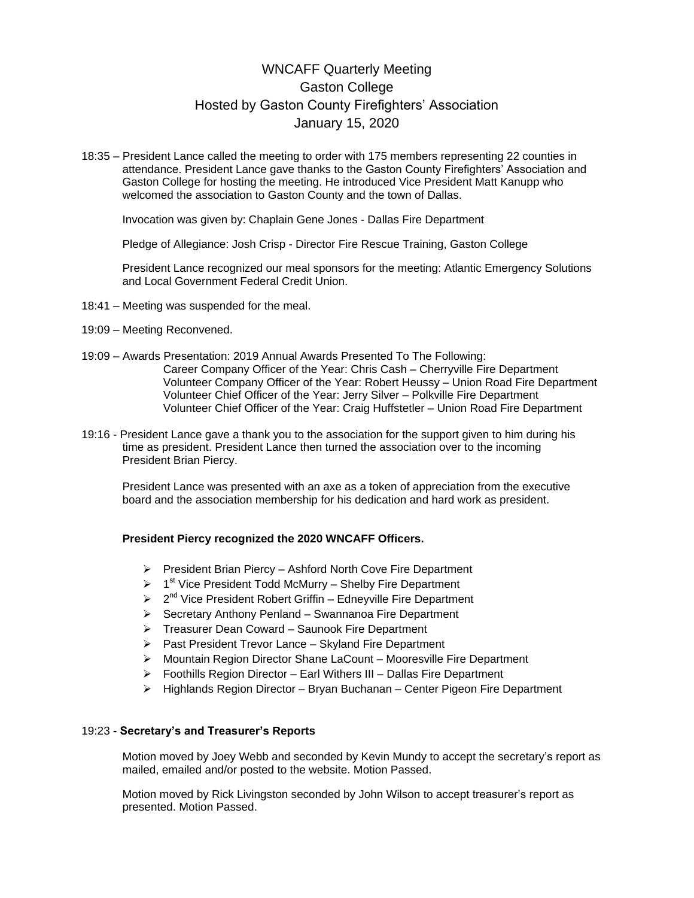# WNCAFF Quarterly Meeting
## Gaston College
## Hosted by Gaston County Firefighters' Association
## January 15, 2020

18:35 – President Lance called the meeting to order with 175 members representing 22 counties in attendance. President Lance gave thanks to the Gaston County Firefighters' Association and Gaston College for hosting the meeting. He introduced Vice President Matt Kanupp who welcomed the association to Gaston County and the town of Dallas.

Invocation was given by: Chaplain Gene Jones - Dallas Fire Department

Pledge of Allegiance: Josh Crisp - Director Fire Rescue Training, Gaston College

President Lance recognized our meal sponsors for the meeting: Atlantic Emergency Solutions and Local Government Federal Credit Union.

18:41 – Meeting was suspended for the meal.

19:09 – Meeting Reconvened.

19:09 – Awards Presentation: 2019 Annual Awards Presented To The Following:

Career Company Officer of the Year: Chris Cash – Cherryville Fire Department
Volunteer Company Officer of the Year: Robert Heussy – Union Road Fire Department
Volunteer Chief Officer of the Year: Jerry Silver – Polkville Fire Department
Volunteer Chief Officer of the Year: Craig Huffstetler – Union Road Fire Department

19:16 - President Lance gave a thank you to the association for the support given to him during his time as president. President Lance then turned the association over to the incoming President Brian Piercy.

President Lance was presented with an axe as a token of appreciation from the executive board and the association membership for his dedication and hard work as president.

**President Piercy recognized the 2020 WNCAFF Officers.**

- President Brian Piercy – Ashford North Cove Fire Department
- 1st Vice President Todd McMurry – Shelby Fire Department
- 2nd Vice President Robert Griffin – Edneyville Fire Department
- Secretary Anthony Penland – Swannanoa Fire Department
- Treasurer Dean Coward – Saunook Fire Department
- Past President Trevor Lance – Skyland Fire Department
- Mountain Region Director Shane LaCount – Mooresville Fire Department
- Foothills Region Director – Earl Withers III – Dallas Fire Department
- Highlands Region Director – Bryan Buchanan – Center Pigeon Fire Department

19:23 **- Secretary's and Treasurer's Reports**

Motion moved by Joey Webb and seconded by Kevin Mundy to accept the secretary's report as mailed, emailed and/or posted to the website. Motion Passed.

Motion moved by Rick Livingston seconded by John Wilson to accept treasurer's report as presented. Motion Passed.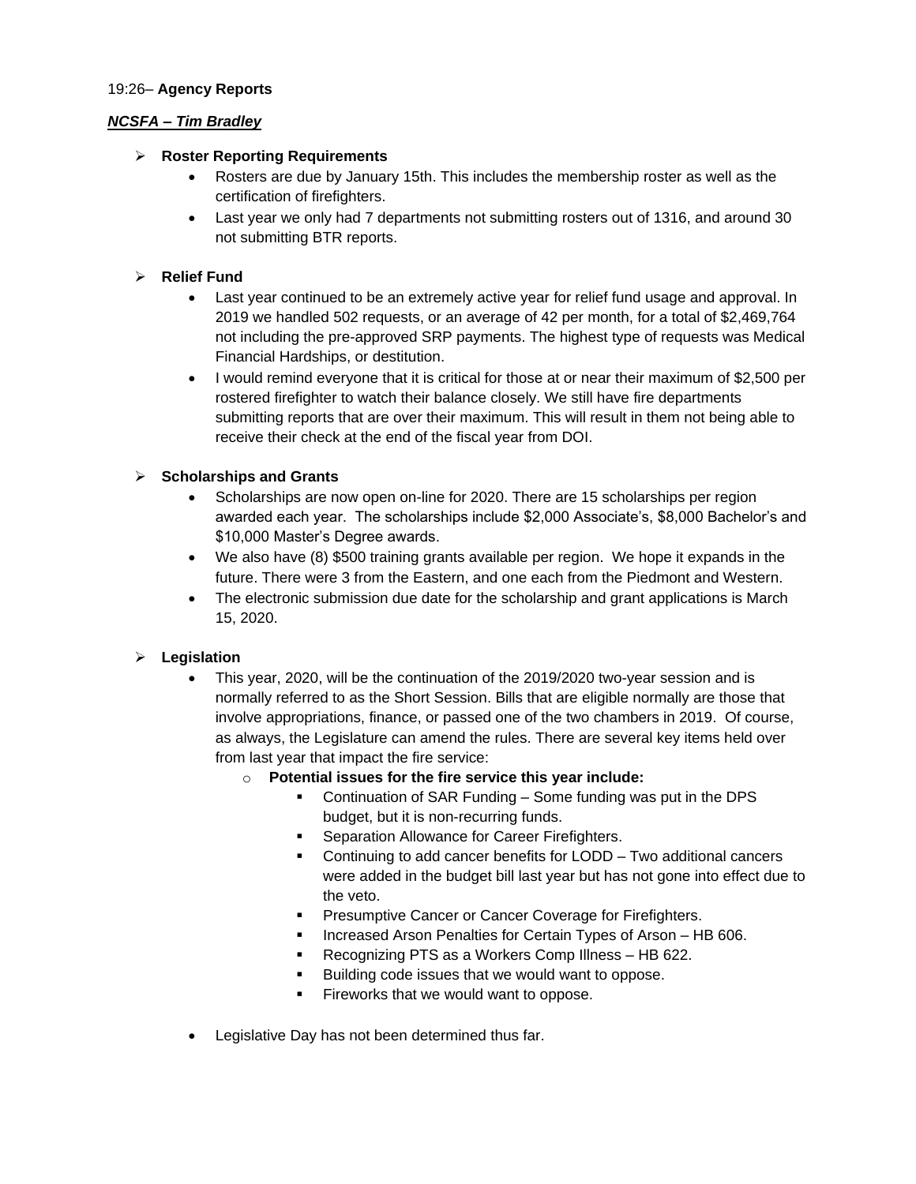19:26– **Agency Reports**

***NCSFA – Tim Bradley***

- **Roster Reporting Requirements**
  - Rosters are due by January 15th. This includes the membership roster as well as the certification of firefighters.
  - Last year we only had 7 departments not submitting rosters out of 1316, and around 30 not submitting BTR reports.

- **Relief Fund**
  - Last year continued to be an extremely active year for relief fund usage and approval. In 2019 we handled 502 requests, or an average of 42 per month, for a total of $2,469,764 not including the pre-approved SRP payments. The highest type of requests was Medical Financial Hardships, or destitution.
  - I would remind everyone that it is critical for those at or near their maximum of $2,500 per rostered firefighter to watch their balance closely. We still have fire departments submitting reports that are over their maximum. This will result in them not being able to receive their check at the end of the fiscal year from DOI.

- **Scholarships and Grants**
  - Scholarships are now open on-line for 2020. There are 15 scholarships per region awarded each year. The scholarships include $2,000 Associate's, $8,000 Bachelor's and $10,000 Master's Degree awards.
  - We also have (8) $500 training grants available per region. We hope it expands in the future. There were 3 from the Eastern, and one each from the Piedmont and Western.
  - The electronic submission due date for the scholarship and grant applications is March 15, 2020.

- **Legislation**
  - This year, 2020, will be the continuation of the 2019/2020 two-year session and is normally referred to as the Short Session. Bills that are eligible normally are those that involve appropriations, finance, or passed one of the two chambers in 2019. Of course, as always, the Legislature can amend the rules. There are several key items held over from last year that impact the fire service:
    - **Potential issues for the fire service this year include:**
      - Continuation of SAR Funding – Some funding was put in the DPS budget, but it is non-recurring funds.
      - Separation Allowance for Career Firefighters.
      - Continuing to add cancer benefits for LODD – Two additional cancers were added in the budget bill last year but has not gone into effect due to the veto.
      - Presumptive Cancer or Cancer Coverage for Firefighters.
      - Increased Arson Penalties for Certain Types of Arson – HB 606.
      - Recognizing PTS as a Workers Comp Illness – HB 622.
      - Building code issues that we would want to oppose.
      - Fireworks that we would want to oppose.
  - Legislative Day has not been determined thus far.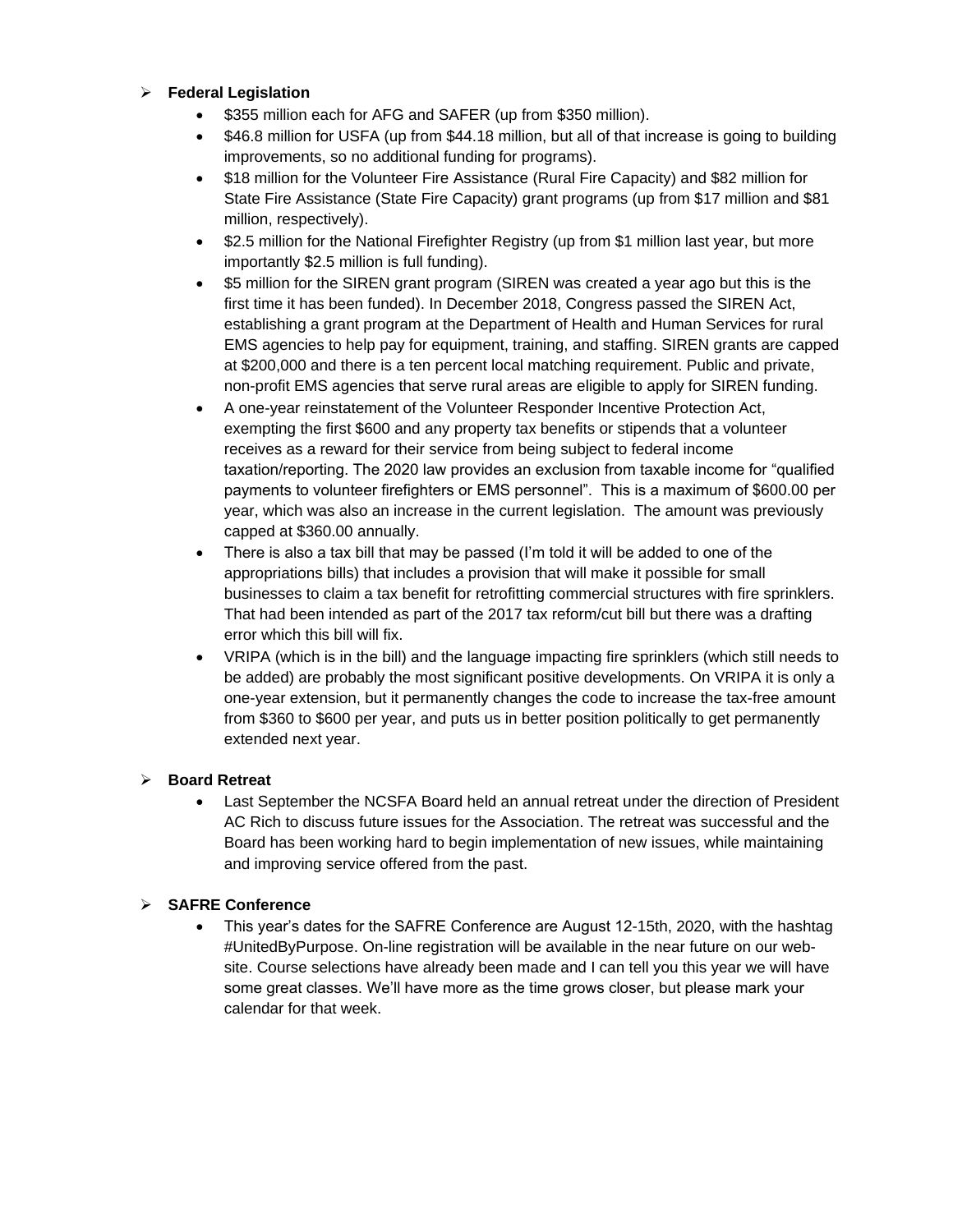- **Federal Legislation**
    - $355 million each for AFG and SAFER (up from $350 million).
    - $46.8 million for USFA (up from $44.18 million, but all of that increase is going to building improvements, so no additional funding for programs).
    - $18 million for the Volunteer Fire Assistance (Rural Fire Capacity) and $82 million for State Fire Assistance (State Fire Capacity) grant programs (up from $17 million and $81 million, respectively).
    - $2.5 million for the National Firefighter Registry (up from $1 million last year, but more importantly $2.5 million is full funding).
    - $5 million for the SIREN grant program (SIREN was created a year ago but this is the first time it has been funded). In December 2018, Congress passed the SIREN Act, establishing a grant program at the Department of Health and Human Services for rural EMS agencies to help pay for equipment, training, and staffing. SIREN grants are capped at $200,000 and there is a ten percent local matching requirement. Public and private, non-profit EMS agencies that serve rural areas are eligible to apply for SIREN funding.
    - A one-year reinstatement of the Volunteer Responder Incentive Protection Act, exempting the first $600 and any property tax benefits or stipends that a volunteer receives as a reward for their service from being subject to federal income taxation/reporting. The 2020 law provides an exclusion from taxable income for "qualified payments to volunteer firefighters or EMS personnel". This is a maximum of $600.00 per year, which was also an increase in the current legislation. The amount was previously capped at $360.00 annually.
    - There is also a tax bill that may be passed (I'm told it will be added to one of the appropriations bills) that includes a provision that will make it possible for small businesses to claim a tax benefit for retrofitting commercial structures with fire sprinklers. That had been intended as part of the 2017 tax reform/cut bill but there was a drafting error which this bill will fix.
    - VRIPA (which is in the bill) and the language impacting fire sprinklers (which still needs to be added) are probably the most significant positive developments. On VRIPA it is only a one-year extension, but it permanently changes the code to increase the tax-free amount from $360 to $600 per year, and puts us in better position politically to get permanently extended next year.

- **Board Retreat**
    - Last September the NCSFA Board held an annual retreat under the direction of President AC Rich to discuss future issues for the Association. The retreat was successful and the Board has been working hard to begin implementation of new issues, while maintaining and improving service offered from the past.

- **SAFRE Conference**
    - This year's dates for the SAFRE Conference are August 12-15th, 2020, with the hashtag #UnitedByPurpose. On-line registration will be available in the near future on our web-site. Course selections have already been made and I can tell you this year we will have some great classes. We'll have more as the time grows closer, but please mark your calendar for that week.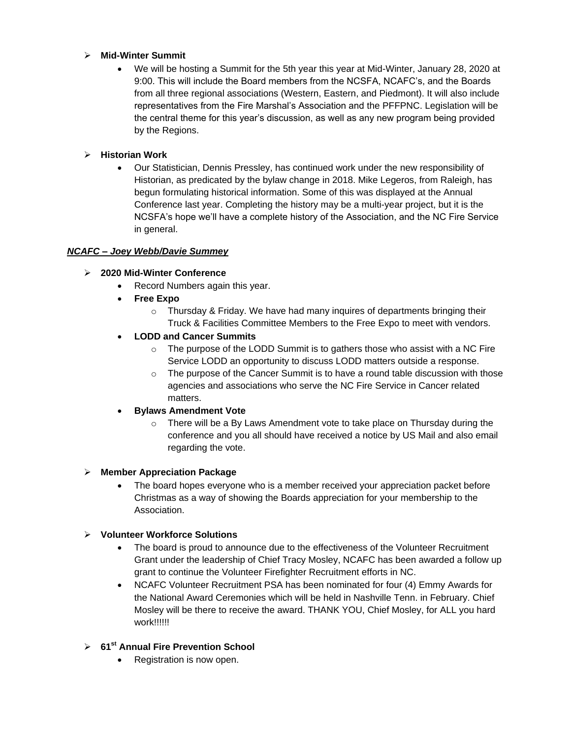- **Mid-Winter Summit**
  - We will be hosting a Summit for the 5th year this year at Mid-Winter, January 28, 2020 at 9:00. This will include the Board members from the NCSFA, NCAFC's, and the Boards from all three regional associations (Western, Eastern, and Piedmont). It will also include representatives from the Fire Marshal's Association and the PFFPNC. Legislation will be the central theme for this year's discussion, as well as any new program being provided by the Regions.

- **Historian Work**
  - Our Statistician, Dennis Pressley, has continued work under the new responsibility of Historian, as predicated by the bylaw change in 2018. Mike Legeros, from Raleigh, has begun formulating historical information. Some of this was displayed at the Annual Conference last year. Completing the history may be a multi-year project, but it is the NCSFA's hope we'll have a complete history of the Association, and the NC Fire Service in general.

***<u>NCAFC – Joey Webb/Davie Summey</u>***

- **2020 Mid-Winter Conference**
  - Record Numbers again this year.
  - **Free Expo**
    - Thursday & Friday. We have had many inquires of departments bringing their Truck & Facilities Committee Members to the Free Expo to meet with vendors.
  - **LODD and Cancer Summits**
    - The purpose of the LODD Summit is to gathers those who assist with a NC Fire Service LODD an opportunity to discuss LODD matters outside a response.
    - The purpose of the Cancer Summit is to have a round table discussion with those agencies and associations who serve the NC Fire Service in Cancer related matters.
  - **Bylaws Amendment Vote**
    - There will be a By Laws Amendment vote to take place on Thursday during the conference and you all should have received a notice by US Mail and also email regarding the vote.

- **Member Appreciation Package**
  - The board hopes everyone who is a member received your appreciation packet before Christmas as a way of showing the Boards appreciation for your membership to the Association.

- **Volunteer Workforce Solutions**
  - The board is proud to announce due to the effectiveness of the Volunteer Recruitment Grant under the leadership of Chief Tracy Mosley, NCAFC has been awarded a follow up grant to continue the Volunteer Firefighter Recruitment efforts in NC.
  - NCAFC Volunteer Recruitment PSA has been nominated for four (4) Emmy Awards for the National Award Ceremonies which will be held in Nashville Tenn. in February. Chief Mosley will be there to receive the award. THANK YOU, Chief Mosley, for ALL you hard work!!!!!!

- **61st Annual Fire Prevention School**
  - Registration is now open.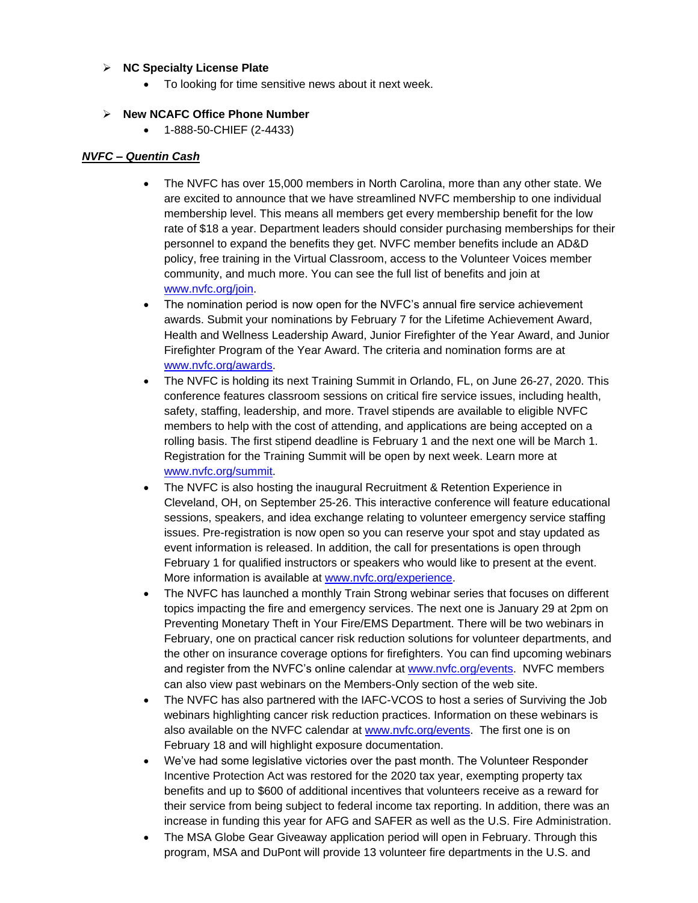- **NC Specialty License Plate**
    - To looking for time sensitive news about it next week.

- **New NCAFC Office Phone Number**
    - 1-888-50-CHIEF (2-4433)

***NVFC – Quentin Cash***

- The NVFC has over 15,000 members in North Carolina, more than any other state. We are excited to announce that we have streamlined NVFC membership to one individual membership level. This means all members get every membership benefit for the low rate of $18 a year. Department leaders should consider purchasing memberships for their personnel to expand the benefits they get. NVFC member benefits include an AD&D policy, free training in the Virtual Classroom, access to the Volunteer Voices member community, and much more. You can see the full list of benefits and join at www.nvfc.org/join.
- The nomination period is now open for the NVFC's annual fire service achievement awards. Submit your nominations by February 7 for the Lifetime Achievement Award, Health and Wellness Leadership Award, Junior Firefighter of the Year Award, and Junior Firefighter Program of the Year Award. The criteria and nomination forms are at www.nvfc.org/awards.
- The NVFC is holding its next Training Summit in Orlando, FL, on June 26-27, 2020. This conference features classroom sessions on critical fire service issues, including health, safety, staffing, leadership, and more. Travel stipends are available to eligible NVFC members to help with the cost of attending, and applications are being accepted on a rolling basis. The first stipend deadline is February 1 and the next one will be March 1. Registration for the Training Summit will be open by next week. Learn more at www.nvfc.org/summit.
- The NVFC is also hosting the inaugural Recruitment & Retention Experience in Cleveland, OH, on September 25-26. This interactive conference will feature educational sessions, speakers, and idea exchange relating to volunteer emergency service staffing issues. Pre-registration is now open so you can reserve your spot and stay updated as event information is released. In addition, the call for presentations is open through February 1 for qualified instructors or speakers who would like to present at the event. More information is available at www.nvfc.org/experience.
- The NVFC has launched a monthly Train Strong webinar series that focuses on different topics impacting the fire and emergency services. The next one is January 29 at 2pm on Preventing Monetary Theft in Your Fire/EMS Department. There will be two webinars in February, one on practical cancer risk reduction solutions for volunteer departments, and the other on insurance coverage options for firefighters. You can find upcoming webinars and register from the NVFC's online calendar at www.nvfc.org/events. NVFC members can also view past webinars on the Members-Only section of the web site.
- The NVFC has also partnered with the IAFC-VCOS to host a series of Surviving the Job webinars highlighting cancer risk reduction practices. Information on these webinars is also available on the NVFC calendar at www.nvfc.org/events. The first one is on February 18 and will highlight exposure documentation.
- We've had some legislative victories over the past month. The Volunteer Responder Incentive Protection Act was restored for the 2020 tax year, exempting property tax benefits and up to $600 of additional incentives that volunteers receive as a reward for their service from being subject to federal income tax reporting. In addition, there was an increase in funding this year for AFG and SAFER as well as the U.S. Fire Administration.
- The MSA Globe Gear Giveaway application period will open in February. Through this program, MSA and DuPont will provide 13 volunteer fire departments in the U.S. and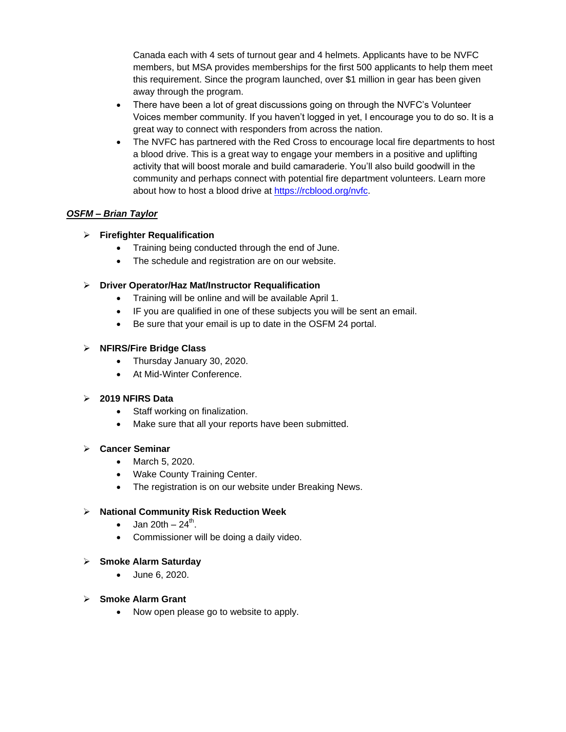Canada each with 4 sets of turnout gear and 4 helmets. Applicants have to be NVFC members, but MSA provides memberships for the first 500 applicants to help them meet this requirement. Since the program launched, over $1 million in gear has been given away through the program.

- There have been a lot of great discussions going on through the NVFC's Volunteer Voices member community. If you haven't logged in yet, I encourage you to do so. It is a great way to connect with responders from across the nation.
- The NVFC has partnered with the Red Cross to encourage local fire departments to host a blood drive. This is a great way to engage your members in a positive and uplifting activity that will boost morale and build camaraderie. You'll also build goodwill in the community and perhaps connect with potential fire department volunteers. Learn more about how to host a blood drive at https://rcblood.org/nvfc.

***OSFM – Brian Taylor***

- **Firefighter Requalification**
  - Training being conducted through the end of June.
  - The schedule and registration are on our website.

- **Driver Operator/Haz Mat/Instructor Requalification**
  - Training will be online and will be available April 1.
  - IF you are qualified in one of these subjects you will be sent an email.
  - Be sure that your email is up to date in the OSFM 24 portal.

- **NFIRS/Fire Bridge Class**
  - Thursday January 30, 2020.
  - At Mid-Winter Conference.

- **2019 NFIRS Data**
  - Staff working on finalization.
  - Make sure that all your reports have been submitted.

- **Cancer Seminar**
  - March 5, 2020.
  - Wake County Training Center.
  - The registration is on our website under Breaking News.

- **National Community Risk Reduction Week**
  - Jan 20th – 24th.
  - Commissioner will be doing a daily video.

- **Smoke Alarm Saturday**
  - June 6, 2020.

- **Smoke Alarm Grant**
  - Now open please go to website to apply.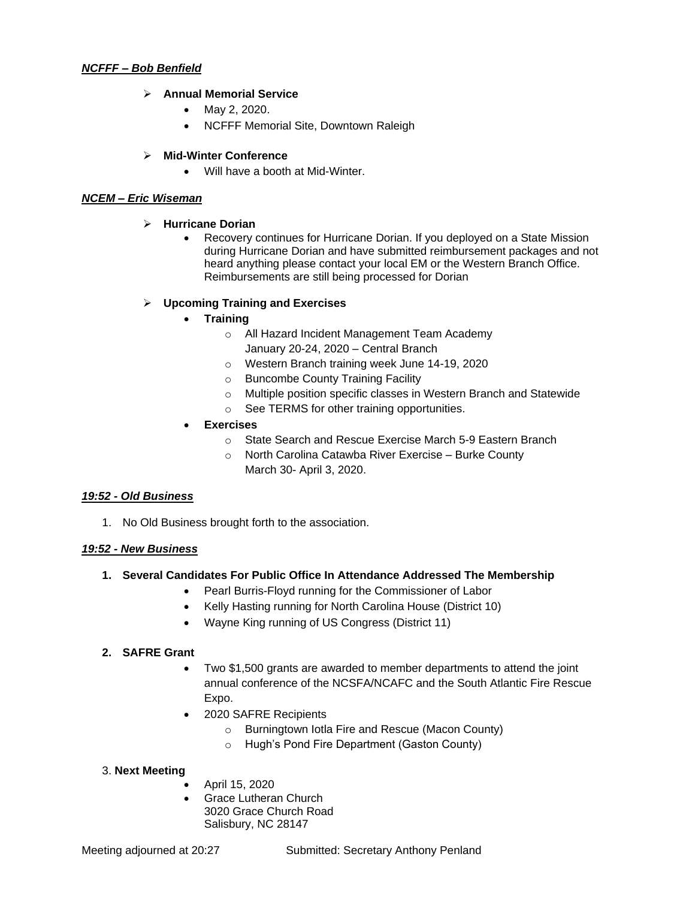***NCFFF – Bob Benfield***

- **Annual Memorial Service**
  - May 2, 2020.
  - NCFFF Memorial Site, Downtown Raleigh

- **Mid-Winter Conference**
  - Will have a booth at Mid-Winter.

***NCEM – Eric Wiseman***

- **Hurricane Dorian**
  - Recovery continues for Hurricane Dorian. If you deployed on a State Mission during Hurricane Dorian and have submitted reimbursement packages and not heard anything please contact your local EM or the Western Branch Office. Reimbursements are still being processed for Dorian

- **Upcoming Training and Exercises**
  - **Training**
    - All Hazard Incident Management Team Academy
      January 20-24, 2020 – Central Branch
    - Western Branch training week June 14-19, 2020
    - Buncombe County Training Facility
    - Multiple position specific classes in Western Branch and Statewide
    - See TERMS for other training opportunities.
  - **Exercises**
    - State Search and Rescue Exercise March 5-9 Eastern Branch
    - North Carolina Catawba River Exercise – Burke County
      March 30- April 3, 2020.

***19:52 - Old Business***

1. No Old Business brought forth to the association.

***19:52 - New Business***

1. **Several Candidates For Public Office In Attendance Addressed The Membership**
   - Pearl Burris-Floyd running for the Commissioner of Labor
   - Kelly Hasting running for North Carolina House (District 10)
   - Wayne King running of US Congress (District 11)

2. **SAFRE Grant**
   - Two $1,500 grants are awarded to member departments to attend the joint annual conference of the NCSFA/NCAFC and the South Atlantic Fire Rescue Expo.
   - 2020 SAFRE Recipients
     - Burningtown Iotla Fire and Rescue (Macon County)
     - Hugh's Pond Fire Department (Gaston County)

3. **Next Meeting**
   - April 15, 2020
   - Grace Lutheran Church
     3020 Grace Church Road
     Salisbury, NC 28147

Meeting adjourned at 20:27 Submitted: Secretary Anthony Penland